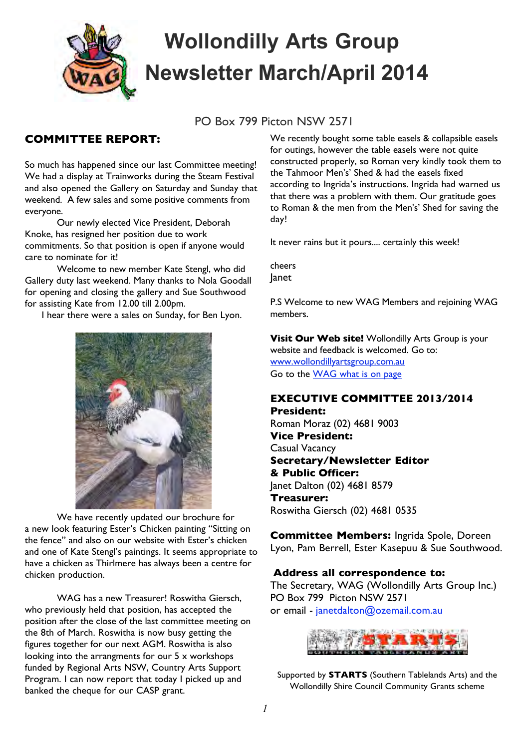# Wollondilly Arts Group Newsletter March/April 2014

PO Box 799 Picton NSW 2571

## COMMITTEE REPORT:

So much has happened since our last Committee meeting! We had a display at Trainworks during the Steam Festival and also opened the Gallery on Saturday and Sunday that weekend. A few sales and some positive comments from everyone.

Our newly elected Vice President, Deborah Knoke, has resigned her position due to work commitments. So that position is open if anyone would care to nominate for it!

Welcome to new member Kate Stengl, who did Gallery duty last weekend. Many thanks to Nola Goodall for opening and closing the gallery and Sue Southwood for assisting Kate from 12.00 till 2.00pm.

I hear there were a sales on Sunday, for Ben Lyon.

We have recently updated our brochure for a new look featuring Ester's Chicken painting "Sitting on the fence" and also on our website with Ester's chicken and one of Kate Stengl's paintings. It seems appropriate to have a chicken as Thirlmere has always been a centre for chicken production.

WAG has a new Treasurer! Roswitha Giersch, who previously held that position, has accepted the position after the close of the last committee meeting on the 8th of March. Roswitha is now busy getting the figures together for our next AGM. Roswitha is also looking into the arrangments for our 5 x workshops funded by Regional Arts NSW, Country Arts Support Program. I can now report that today I picked up and banked the cheque for our CASP grant.

We recently bought some table easels & collapsible easels for outings, however the table easels were not quite constructed properly, so Roman very kindly took them to the Tahmoor Men's' Shed & had the easels fixed according to Ingrida's instructions. Ingrida had warned us that there was a problem with them. Our gratitude goes to Roman & the men from the Men's' Shed for saving the day!

It never rains but it pours.... certainly this week!

cheers
Janet

P.S Welcome to new WAG Members and rejoining WAG members.

**Visit Our Web site!** Wollondilly Arts Group is your website and feedback is welcomed. Go to: [www.wollondillyartsgroup.com.au](http://www.wollondillyartsgroup.com.au)
Go to the [WAG what is on page](#)

## EXECUTIVE COMMITTEE 2013/2014

**President:**
Roman Moraz (02) 4681 9003

**Vice President:**
Casual Vacancy

**Secretary/Newsletter Editor & Public Officer:**
Janet Dalton (02) 4681 8579

**Treasurer:**
Roswitha Giersch (02) 4681 0535

**Committee Members:** Ingrida Spole, Doreen Lyon, Pam Berrell, Ester Kasepuu & Sue Southwood.

**Address all correspondence to:**
The Secretary, WAG (Wollondilly Arts Group Inc.)
PO Box 799 Picton NSW 2571
or email - janetdalton@ozemail.com.au

Supported by **STARTS** (Southern Tablelands Arts) and the Wollondilly Shire Council Community Grants scheme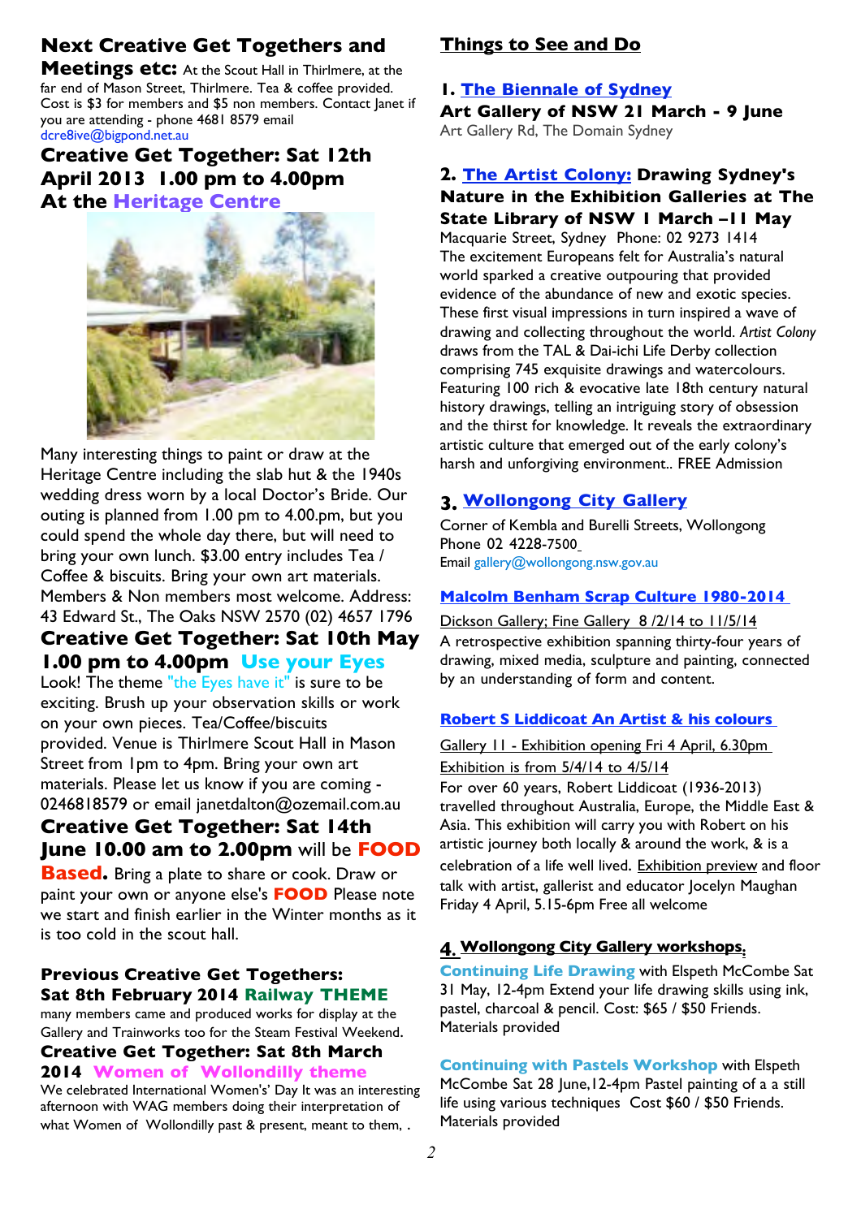## Next Creative Get Togethers and Meetings etc:

At the Scout Hall in Thirlmere, at the far end of Mason Street, Thirlmere. Tea & coffee provided. Cost is $3 for members and $5 non members. Contact Janet if you are attending - phone 4681 8579 email dcre8ive@bigpond.net.au

### Creative Get Together: Sat 12th April 2013 1.00 pm to 4.00pm At the Heritage Centre

Many interesting things to paint or draw at the Heritage Centre including the slab hut & the 1940s wedding dress worn by a local Doctor's Bride. Our outing is planned from 1.00 pm to 4.00.pm, but you could spend the whole day there, but will need to bring your own lunch. $3.00 entry includes Tea / Coffee & biscuits. Bring your own art materials. Members & Non members most welcome. Address: 43 Edward St., The Oaks NSW 2570 (02) 4657 1796

### Creative Get Together: Sat 10th May 1.00 pm to 4.00pm Use your Eyes

Look! The theme "the Eyes have it" is sure to be exciting. Brush up your observation skills or work on your own pieces. Tea/Coffee/biscuits provided. Venue is Thirlmere Scout Hall in Mason Street from 1pm to 4pm. Bring your own art materials. Please let us know if you are coming - 0246818579 or email janetdalton@ozemail.com.au

### Creative Get Together: Sat 14th June 10.00 am to 2.00pm will be FOOD Based.

Bring a plate to share or cook. Draw or paint your own or anyone else's **FOOD** Please note we start and finish earlier in the Winter months as it is too cold in the scout hall.

### Previous Creative Get Togethers:

**Sat 8th February 2014 Railway THEME**

many members came and produced works for display at the Gallery and Trainworks too for the Steam Festival Weekend.

**Creative Get Together: Sat 8th March 2014 Women of Wollondilly theme**

We celebrated International Women's' Day It was an interesting afternoon with WAG members doing their interpretation of what Women of Wollondilly past & present, meant to them, .

## Things to See and Do

### 1. The Biennale of Sydney

**Art Gallery of NSW 21 March - 9 June**

Art Gallery Rd, The Domain Sydney

### 2. The Artist Colony: Drawing Sydney's Nature in the Exhibition Galleries at The State Library of NSW 1 March –11 May

Macquarie Street, Sydney Phone: 02 9273 1414

The excitement Europeans felt for Australia's natural world sparked a creative outpouring that provided evidence of the abundance of new and exotic species. These first visual impressions in turn inspired a wave of drawing and collecting throughout the world. *Artist Colony* draws from the TAL & Dai-ichi Life Derby collection comprising 745 exquisite drawings and watercolours. Featuring 100 rich & evocative late 18th century natural history drawings, telling an intriguing story of obsession and the thirst for knowledge. It reveals the extraordinary artistic culture that emerged out of the early colony's harsh and unforgiving environment.. FREE Admission

### 3. Wollongong City Gallery

Corner of Kembla and Burelli Streets, Wollongong
Phone 02 4228-7500
Email gallery@wollongong.nsw.gov.au

**Malcolm Benham Scrap Culture 1980-2014**

Dickson Gallery; Fine Gallery 8 /2/14 to 11/5/14

A retrospective exhibition spanning thirty-four years of drawing, mixed media, sculpture and painting, connected by an understanding of form and content.

**Robert S Liddicoat An Artist & his colours**

Gallery 11 - Exhibition opening Fri 4 April, 6.30pm
Exhibition is from 5/4/14 to 4/5/14

For over 60 years, Robert Liddicoat (1936-2013) travelled throughout Australia, Europe, the Middle East & Asia. This exhibition will carry you with Robert on his artistic journey both locally & around the work, & is a celebration of a life well lived. Exhibition preview and floor talk with artist, gallerist and educator Jocelyn Maughan Friday 4 April, 5.15-6pm Free all welcome

### 4. Wollongong City Gallery workshops.

**Continuing Life Drawing** with Elspeth McCombe Sat 31 May, 12-4pm Extend your life drawing skills using ink, pastel, charcoal & pencil. Cost: $65 / $50 Friends. Materials provided

**Continuing with Pastels Workshop** with Elspeth McCombe Sat 28 June,12-4pm Pastel painting of a a still life using various techniques Cost $60 / $50 Friends. Materials provided